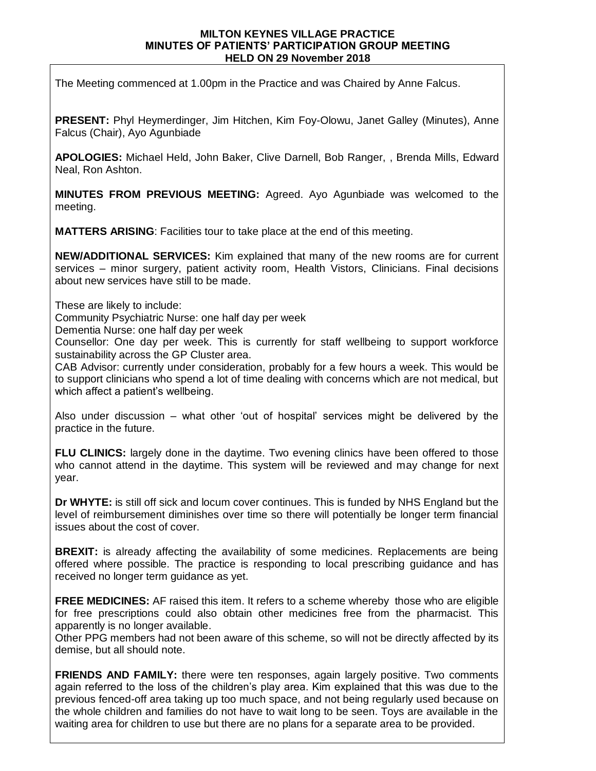**MILTON KEYNES VILLAGE PRACTICE**
**MINUTES OF PATIENTS' PARTICIPATION GROUP MEETING**
**HELD ON 29 November 2018**

The Meeting commenced at 1.00pm in the Practice and was Chaired by Anne Falcus.

**PRESENT:** Phyl Heymerdinger, Jim Hitchen, Kim Foy-Olowu, Janet Galley (Minutes), Anne Falcus (Chair), Ayo Agunbiade

**APOLOGIES:** Michael Held, John Baker, Clive Darnell, Bob Ranger, , Brenda Mills, Edward Neal, Ron Ashton.

**MINUTES FROM PREVIOUS MEETING:** Agreed. Ayo Agunbiade was welcomed to the meeting.

**MATTERS ARISING**: Facilities tour to take place at the end of this meeting.

**NEW/ADDITIONAL SERVICES:** Kim explained that many of the new rooms are for current services – minor surgery, patient activity room, Health Vistors, Clinicians. Final decisions about new services have still to be made.

These are likely to include:
Community Psychiatric Nurse: one half day per week
Dementia Nurse: one half day per week
Counsellor: One day per week. This is currently for staff wellbeing to support workforce sustainability across the GP Cluster area.
CAB Advisor: currently under consideration, probably for a few hours a week. This would be to support clinicians who spend a lot of time dealing with concerns which are not medical, but which affect a patient's wellbeing.

Also under discussion – what other 'out of hospital' services might be delivered by the practice in the future.

**FLU CLINICS:** largely done in the daytime. Two evening clinics have been offered to those who cannot attend in the daytime. This system will be reviewed and may change for next year.

**Dr WHYTE:** is still off sick and locum cover continues. This is funded by NHS England but the level of reimbursement diminishes over time so there will potentially be longer term financial issues about the cost of cover.

**BREXIT:** is already affecting the availability of some medicines. Replacements are being offered where possible. The practice is responding to local prescribing guidance and has received no longer term guidance as yet.

**FREE MEDICINES:** AF raised this item. It refers to a scheme whereby those who are eligible for free prescriptions could also obtain other medicines free from the pharmacist. This apparently is no longer available.
Other PPG members had not been aware of this scheme, so will not be directly affected by its demise, but all should note.

**FRIENDS AND FAMILY:** there were ten responses, again largely positive. Two comments again referred to the loss of the children's play area. Kim explained that this was due to the previous fenced-off area taking up too much space, and not being regularly used because on the whole children and families do not have to wait long to be seen. Toys are available in the waiting area for children to use but there are no plans for a separate area to be provided.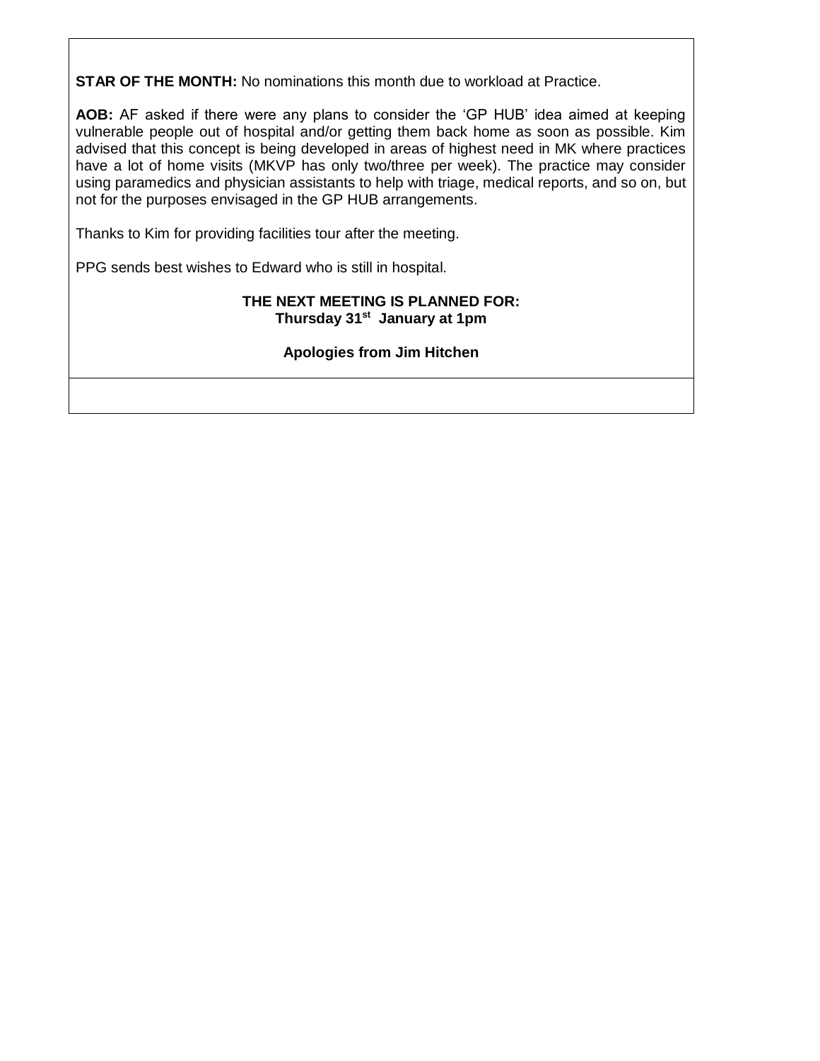**STAR OF THE MONTH:** No nominations this month due to workload at Practice.

**AOB:** AF asked if there were any plans to consider the 'GP HUB' idea aimed at keeping vulnerable people out of hospital and/or getting them back home as soon as possible. Kim advised that this concept is being developed in areas of highest need in MK where practices have a lot of home visits (MKVP has only two/three per week). The practice may consider using paramedics and physician assistants to help with triage, medical reports, and so on, but not for the purposes envisaged in the GP HUB arrangements.

Thanks to Kim for providing facilities tour after the meeting.

PPG sends best wishes to Edward who is still in hospital.

**THE NEXT MEETING IS PLANNED FOR:**
**Thursday 31st January at 1pm**

**Apologies from Jim Hitchen**